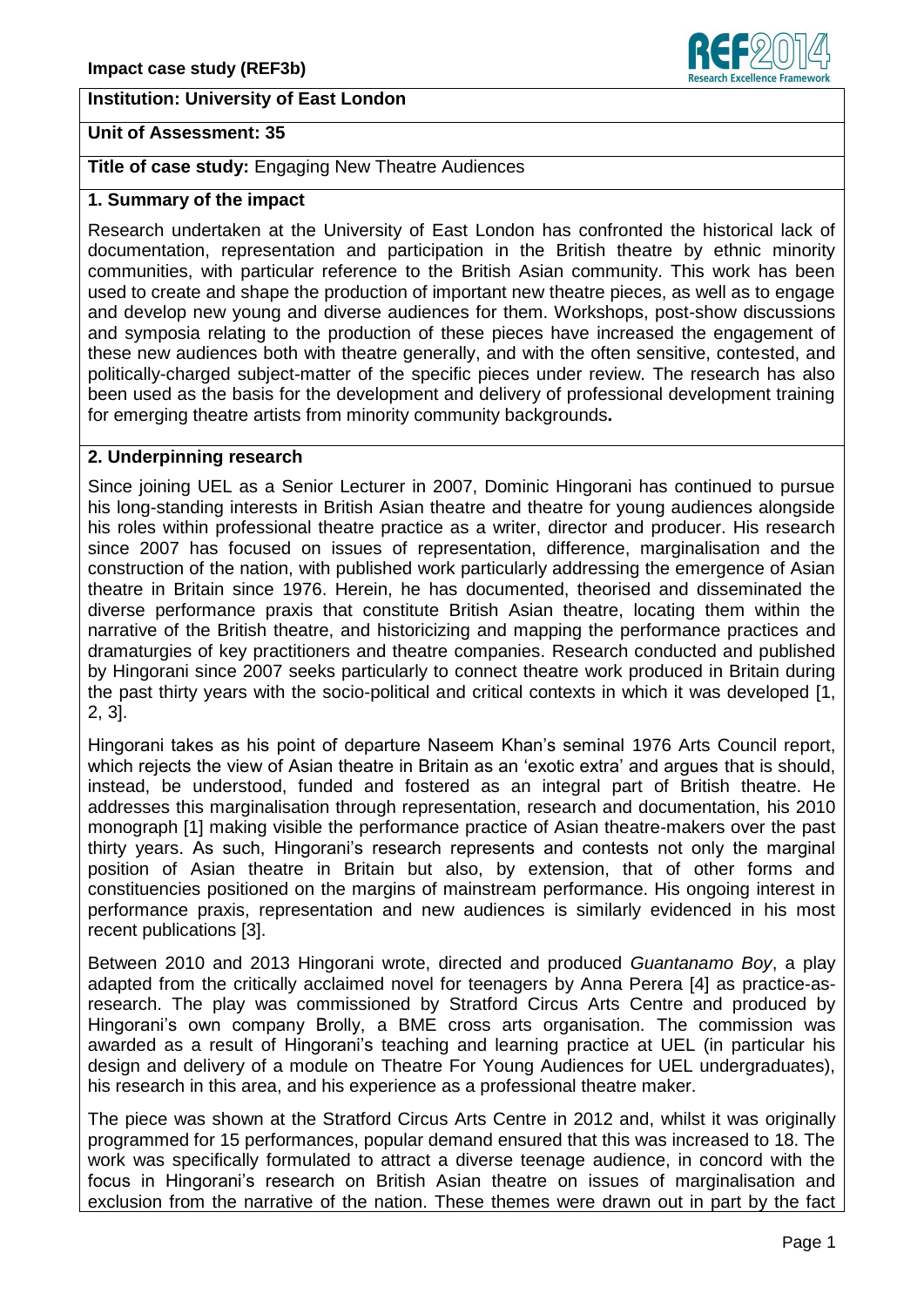**Impact case study (REF3b)**

**Institution: University of East London**

**Unit of Assessment: 35**

**Title of case study:** Engaging New Theatre Audiences

## 1. Summary of the impact

Research undertaken at the University of East London has confronted the historical lack of documentation, representation and participation in the British theatre by ethnic minority communities, with particular reference to the British Asian community. This work has been used to create and shape the production of important new theatre pieces, as well as to engage and develop new young and diverse audiences for them. Workshops, post-show discussions and symposia relating to the production of these pieces have increased the engagement of these new audiences both with theatre generally, and with the often sensitive, contested, and politically-charged subject-matter of the specific pieces under review. The research has also been used as the basis for the development and delivery of professional development training for emerging theatre artists from minority community backgrounds**.**

## 2. Underpinning research

Since joining UEL as a Senior Lecturer in 2007, Dominic Hingorani has continued to pursue his long-standing interests in British Asian theatre and theatre for young audiences alongside his roles within professional theatre practice as a writer, director and producer. His research since 2007 has focused on issues of representation, difference, marginalisation and the construction of the nation, with published work particularly addressing the emergence of Asian theatre in Britain since 1976. Herein, he has documented, theorised and disseminated the diverse performance praxis that constitute British Asian theatre, locating them within the narrative of the British theatre, and historicizing and mapping the performance practices and dramaturgies of key practitioners and theatre companies. Research conducted and published by Hingorani since 2007 seeks particularly to connect theatre work produced in Britain during the past thirty years with the socio-political and critical contexts in which it was developed [1, 2, 3].

Hingorani takes as his point of departure Naseem Khan's seminal 1976 Arts Council report, which rejects the view of Asian theatre in Britain as an 'exotic extra' and argues that is should, instead, be understood, funded and fostered as an integral part of British theatre. He addresses this marginalisation through representation, research and documentation, his 2010 monograph [1] making visible the performance practice of Asian theatre-makers over the past thirty years. As such, Hingorani's research represents and contests not only the marginal position of Asian theatre in Britain but also, by extension, that of other forms and constituencies positioned on the margins of mainstream performance. His ongoing interest in performance praxis, representation and new audiences is similarly evidenced in his most recent publications [3].

Between 2010 and 2013 Hingorani wrote, directed and produced *Guantanamo Boy*, a play adapted from the critically acclaimed novel for teenagers by Anna Perera [4] as practice-as-research. The play was commissioned by Stratford Circus Arts Centre and produced by Hingorani's own company Brolly, a BME cross arts organisation. The commission was awarded as a result of Hingorani's teaching and learning practice at UEL (in particular his design and delivery of a module on Theatre For Young Audiences for UEL undergraduates), his research in this area, and his experience as a professional theatre maker.

The piece was shown at the Stratford Circus Arts Centre in 2012 and, whilst it was originally programmed for 15 performances, popular demand ensured that this was increased to 18. The work was specifically formulated to attract a diverse teenage audience, in concord with the focus in Hingorani's research on British Asian theatre on issues of marginalisation and exclusion from the narrative of the nation. These themes were drawn out in part by the fact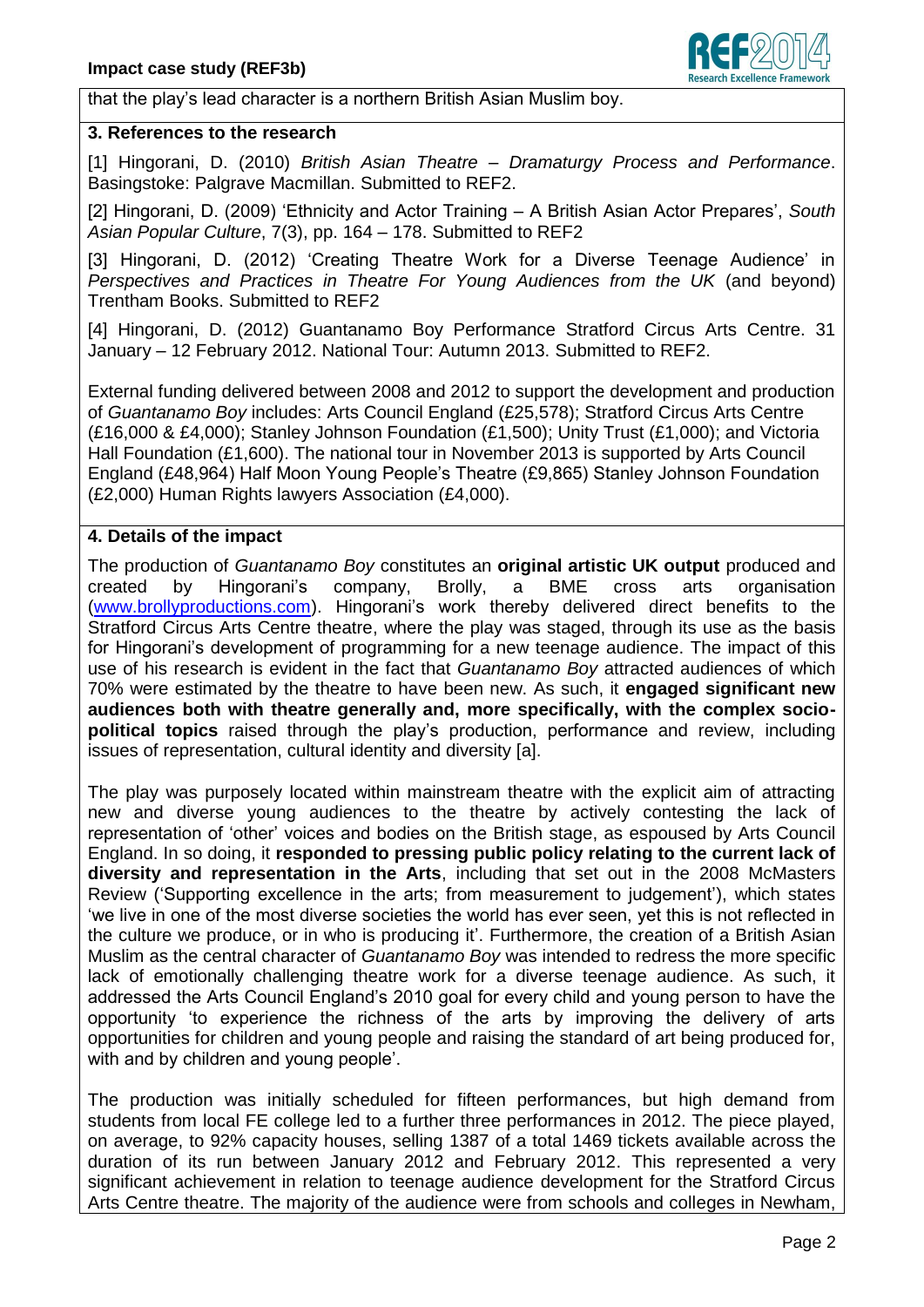that the play's lead character is a northern British Asian Muslim boy.

## 3. References to the research

[1] Hingorani, D. (2010) *British Asian Theatre – Dramaturgy Process and Performance*. Basingstoke: Palgrave Macmillan. Submitted to REF2.

[2] Hingorani, D. (2009) 'Ethnicity and Actor Training – A British Asian Actor Prepares', *South Asian Popular Culture*, 7(3), pp. 164 – 178. Submitted to REF2

[3] Hingorani, D. (2012) 'Creating Theatre Work for a Diverse Teenage Audience' in *Perspectives and Practices in Theatre For Young Audiences from the UK* (and beyond) Trentham Books. Submitted to REF2

[4] Hingorani, D. (2012) Guantanamo Boy Performance Stratford Circus Arts Centre. 31 January – 12 February 2012. National Tour: Autumn 2013. Submitted to REF2.

External funding delivered between 2008 and 2012 to support the development and production of *Guantanamo Boy* includes: Arts Council England (£25,578); Stratford Circus Arts Centre (£16,000 & £4,000); Stanley Johnson Foundation (£1,500); Unity Trust (£1,000); and Victoria Hall Foundation (£1,600). The national tour in November 2013 is supported by Arts Council England (£48,964) Half Moon Young People's Theatre (£9,865) Stanley Johnson Foundation (£2,000) Human Rights lawyers Association (£4,000).

## 4. Details of the impact

The production of *Guantanamo Boy* constitutes an **original artistic UK output** produced and created by Hingorani's company, Brolly, a BME cross arts organisation (www.brollyproductions.com). Hingorani's work thereby delivered direct benefits to the Stratford Circus Arts Centre theatre, where the play was staged, through its use as the basis for Hingorani's development of programming for a new teenage audience. The impact of this use of his research is evident in the fact that *Guantanamo Boy* attracted audiences of which 70% were estimated by the theatre to have been new. As such, it **engaged significant new audiences both with theatre generally and, more specifically, with the complex socio-political topics** raised through the play's production, performance and review, including issues of representation, cultural identity and diversity [a].

The play was purposely located within mainstream theatre with the explicit aim of attracting new and diverse young audiences to the theatre by actively contesting the lack of representation of 'other' voices and bodies on the British stage, as espoused by Arts Council England. In so doing, it **responded to pressing public policy relating to the current lack of diversity and representation in the Arts**, including that set out in the 2008 McMasters Review ('Supporting excellence in the arts; from measurement to judgement'), which states 'we live in one of the most diverse societies the world has ever seen, yet this is not reflected in the culture we produce, or in who is producing it'. Furthermore, the creation of a British Asian Muslim as the central character of *Guantanamo Boy* was intended to redress the more specific lack of emotionally challenging theatre work for a diverse teenage audience. As such, it addressed the Arts Council England's 2010 goal for every child and young person to have the opportunity 'to experience the richness of the arts by improving the delivery of arts opportunities for children and young people and raising the standard of art being produced for, with and by children and young people'.

The production was initially scheduled for fifteen performances, but high demand from students from local FE college led to a further three performances in 2012. The piece played, on average, to 92% capacity houses, selling 1387 of a total 1469 tickets available across the duration of its run between January 2012 and February 2012. This represented a very significant achievement in relation to teenage audience development for the Stratford Circus Arts Centre theatre. The majority of the audience were from schools and colleges in Newham,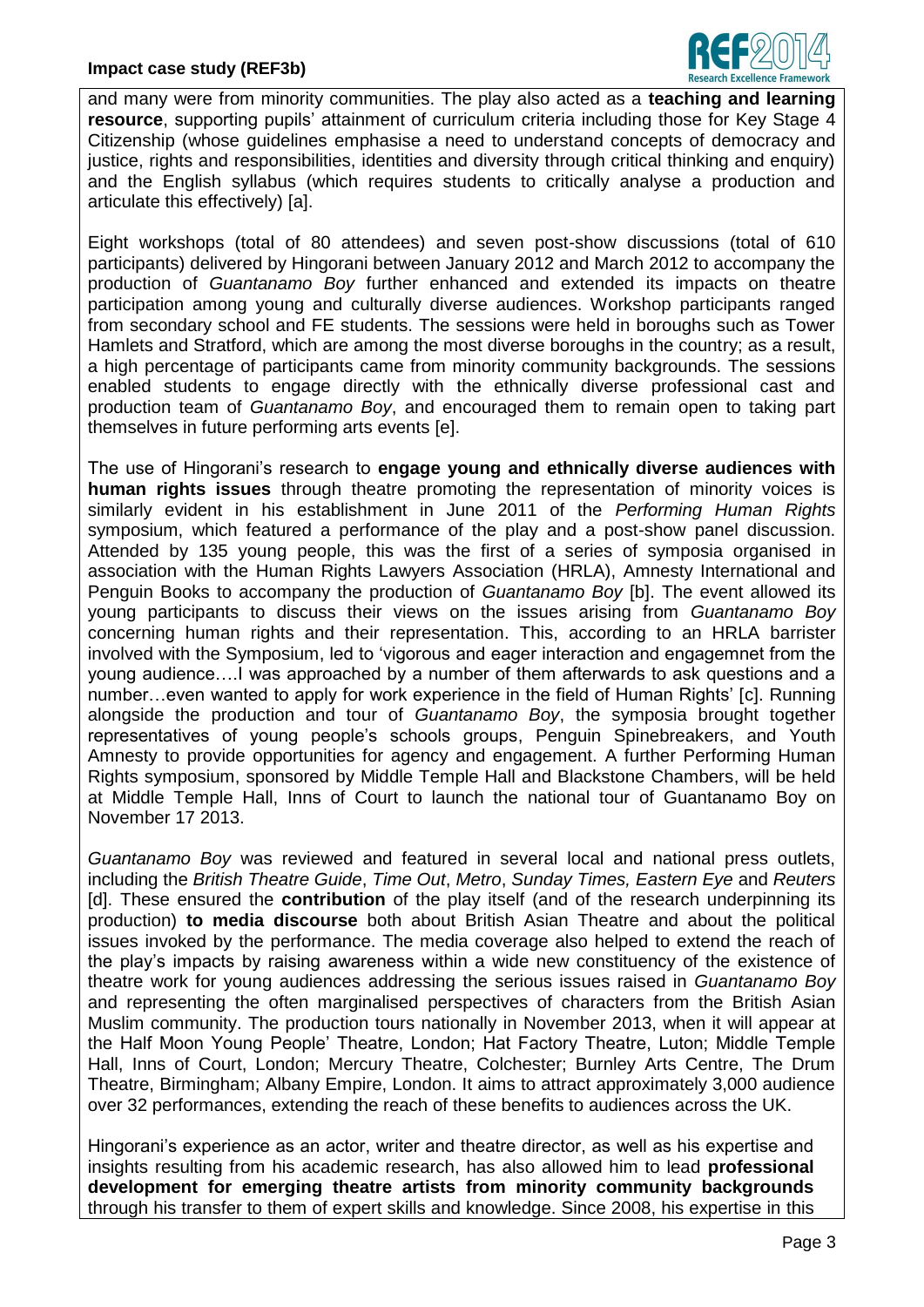and many were from minority communities. The play also acted as a **teaching and learning resource**, supporting pupils' attainment of curriculum criteria including those for Key Stage 4 Citizenship (whose guidelines emphasise a need to understand concepts of democracy and justice, rights and responsibilities, identities and diversity through critical thinking and enquiry) and the English syllabus (which requires students to critically analyse a production and articulate this effectively) [a].

Eight workshops (total of 80 attendees) and seven post-show discussions (total of 610 participants) delivered by Hingorani between January 2012 and March 2012 to accompany the production of *Guantanamo Boy* further enhanced and extended its impacts on theatre participation among young and culturally diverse audiences. Workshop participants ranged from secondary school and FE students. The sessions were held in boroughs such as Tower Hamlets and Stratford, which are among the most diverse boroughs in the country; as a result, a high percentage of participants came from minority community backgrounds. The sessions enabled students to engage directly with the ethnically diverse professional cast and production team of *Guantanamo Boy*, and encouraged them to remain open to taking part themselves in future performing arts events [e].

The use of Hingorani's research to **engage young and ethnically diverse audiences with human rights issues** through theatre promoting the representation of minority voices is similarly evident in his establishment in June 2011 of the *Performing Human Rights* symposium, which featured a performance of the play and a post-show panel discussion. Attended by 135 young people, this was the first of a series of symposia organised in association with the Human Rights Lawyers Association (HRLA), Amnesty International and Penguin Books to accompany the production of *Guantanamo Boy* [b]. The event allowed its young participants to discuss their views on the issues arising from *Guantanamo Boy* concerning human rights and their representation. This, according to an HRLA barrister involved with the Symposium, led to 'vigorous and eager interaction and engagemnet from the young audience….I was approached by a number of them afterwards to ask questions and a number…even wanted to apply for work experience in the field of Human Rights' [c]. Running alongside the production and tour of *Guantanamo Boy*, the symposia brought together representatives of young people's schools groups, Penguin Spinebreakers, and Youth Amnesty to provide opportunities for agency and engagement. A further Performing Human Rights symposium, sponsored by Middle Temple Hall and Blackstone Chambers, will be held at Middle Temple Hall, Inns of Court to launch the national tour of Guantanamo Boy on November 17 2013.

*Guantanamo Boy* was reviewed and featured in several local and national press outlets, including the *British Theatre Guide*, *Time Out*, *Metro*, *Sunday Times, Eastern Eye* and *Reuters* [d]. These ensured the **contribution** of the play itself (and of the research underpinning its production) **to media discourse** both about British Asian Theatre and about the political issues invoked by the performance. The media coverage also helped to extend the reach of the play's impacts by raising awareness within a wide new constituency of the existence of theatre work for young audiences addressing the serious issues raised in *Guantanamo Boy* and representing the often marginalised perspectives of characters from the British Asian Muslim community. The production tours nationally in November 2013, when it will appear at the Half Moon Young People' Theatre, London; Hat Factory Theatre, Luton; Middle Temple Hall, Inns of Court, London; Mercury Theatre, Colchester; Burnley Arts Centre, The Drum Theatre, Birmingham; Albany Empire, London. It aims to attract approximately 3,000 audience over 32 performances, extending the reach of these benefits to audiences across the UK.

Hingorani's experience as an actor, writer and theatre director, as well as his expertise and insights resulting from his academic research, has also allowed him to lead **professional development for emerging theatre artists from minority community backgrounds** through his transfer to them of expert skills and knowledge. Since 2008, his expertise in this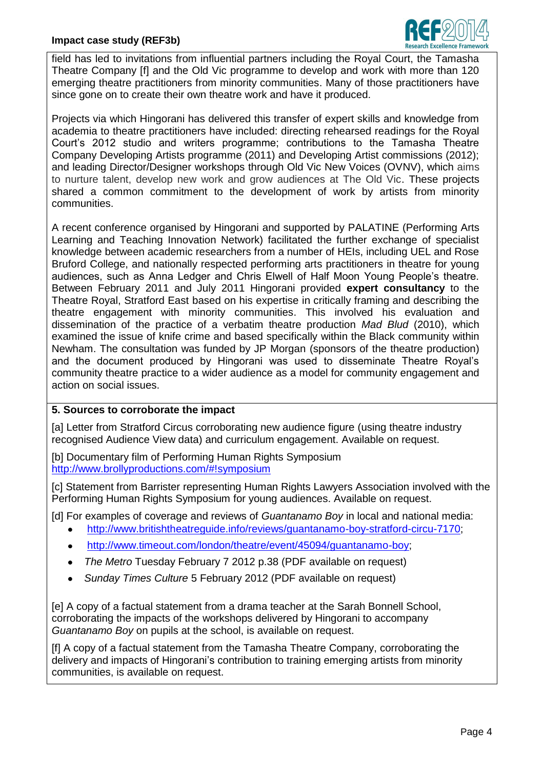field has led to invitations from influential partners including the Royal Court, the Tamasha Theatre Company [f] and the Old Vic programme to develop and work with more than 120 emerging theatre practitioners from minority communities. Many of those practitioners have since gone on to create their own theatre work and have it produced.

Projects via which Hingorani has delivered this transfer of expert skills and knowledge from academia to theatre practitioners have included: directing rehearsed readings for the Royal Court's 2012 studio and writers programme; contributions to the Tamasha Theatre Company Developing Artists programme (2011) and Developing Artist commissions (2012); and leading Director/Designer workshops through Old Vic New Voices (OVNV), which aims to nurture talent, develop new work and grow audiences at The Old Vic. These projects shared a common commitment to the development of work by artists from minority communities.

A recent conference organised by Hingorani and supported by PALATINE (Performing Arts Learning and Teaching Innovation Network) facilitated the further exchange of specialist knowledge between academic researchers from a number of HEIs, including UEL and Rose Bruford College, and nationally respected performing arts practitioners in theatre for young audiences, such as Anna Ledger and Chris Elwell of Half Moon Young People's theatre. Between February 2011 and July 2011 Hingorani provided **expert consultancy** to the Theatre Royal, Stratford East based on his expertise in critically framing and describing the theatre engagement with minority communities. This involved his evaluation and dissemination of the practice of a verbatim theatre production *Mad Blud* (2010), which examined the issue of knife crime and based specifically within the Black community within Newham. The consultation was funded by JP Morgan (sponsors of the theatre production) and the document produced by Hingorani was used to disseminate Theatre Royal's community theatre practice to a wider audience as a model for community engagement and action on social issues.

## 5. Sources to corroborate the impact

[a] Letter from Stratford Circus corroborating new audience figure (using theatre industry recognised Audience View data) and curriculum engagement. Available on request.

[b] Documentary film of Performing Human Rights Symposium
http://www.brollyproductions.com/#!symposium

[c] Statement from Barrister representing Human Rights Lawyers Association involved with the Performing Human Rights Symposium for young audiences. Available on request.

[d] For examples of coverage and reviews of *Guantanamo Boy* in local and national media:

- http://www.britishtheatreguide.info/reviews/guantanamo-boy-stratford-circu-7170;
- http://www.timeout.com/london/theatre/event/45094/guantanamo-boy;
- *The Metro* Tuesday February 7 2012 p.38 (PDF available on request)
- *Sunday Times Culture* 5 February 2012 (PDF available on request)

[e] A copy of a factual statement from a drama teacher at the Sarah Bonnell School, corroborating the impacts of the workshops delivered by Hingorani to accompany *Guantanamo Boy* on pupils at the school, is available on request.

[f] A copy of a factual statement from the Tamasha Theatre Company, corroborating the delivery and impacts of Hingorani's contribution to training emerging artists from minority communities, is available on request.